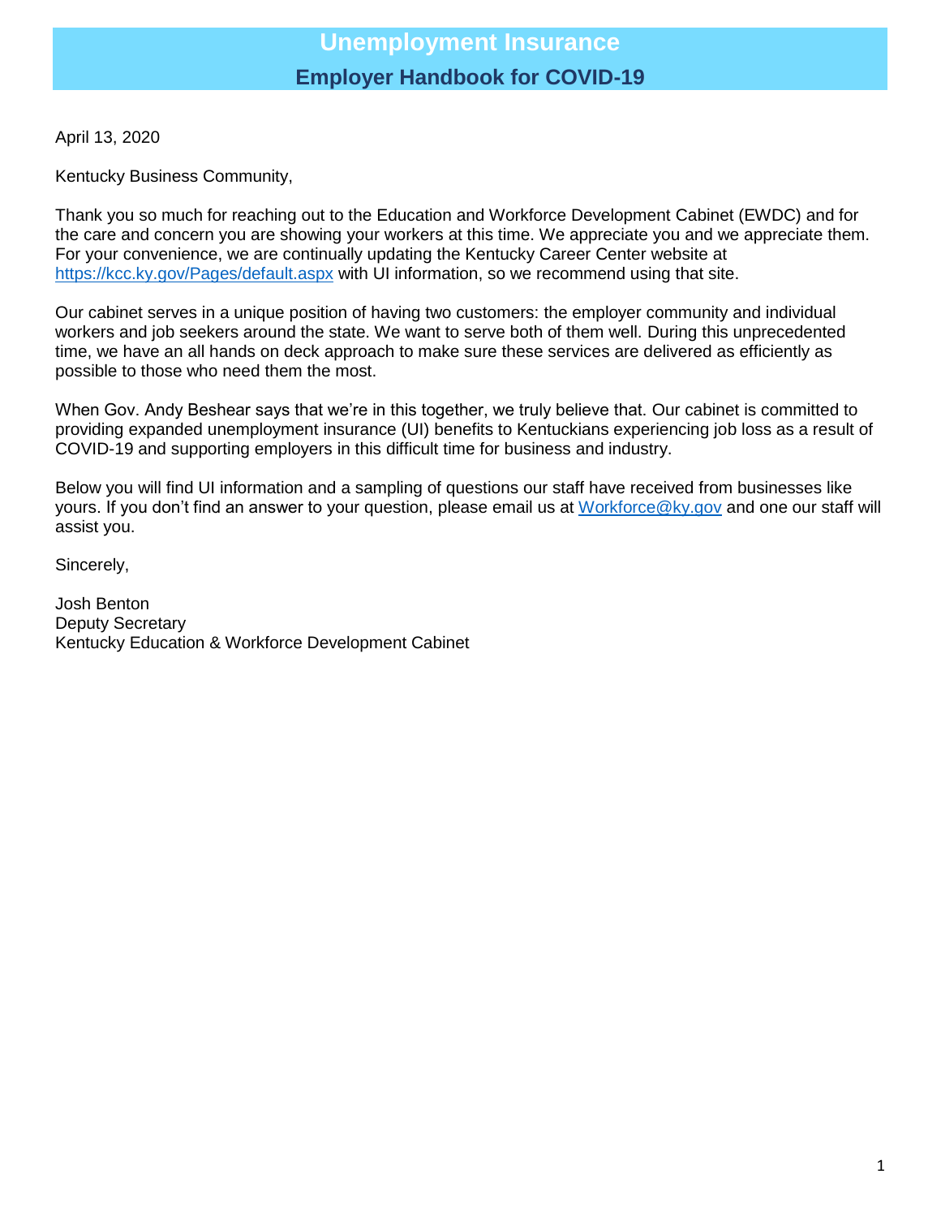# Unemployment Insurance

## Employer Handbook for COVID-19

April 13, 2020

Kentucky Business Community,

Thank you so much for reaching out to the Education and Workforce Development Cabinet (EWDC) and for the care and concern you are showing your workers at this time. We appreciate you and we appreciate them. For your convenience, we are continually updating the Kentucky Career Center website at [https://kcc.ky.gov/Pages/default.aspx](https://kcc.ky.gov/Pages/default.aspx) with UI information, so we recommend using that site.

Our cabinet serves in a unique position of having two customers: the employer community and individual workers and job seekers around the state. We want to serve both of them well. During this unprecedented time, we have an all hands on deck approach to make sure these services are delivered as efficiently as possible to those who need them the most.

When Gov. Andy Beshear says that we're in this together, we truly believe that. Our cabinet is committed to providing expanded unemployment insurance (UI) benefits to Kentuckians experiencing job loss as a result of COVID-19 and supporting employers in this difficult time for business and industry.

Below you will find UI information and a sampling of questions our staff have received from businesses like yours. If you don't find an answer to your question, please email us at [Workforce@ky.gov](mailto:Workforce@ky.gov) and one our staff will assist you.

Sincerely,

Josh Benton
Deputy Secretary
Kentucky Education & Workforce Development Cabinet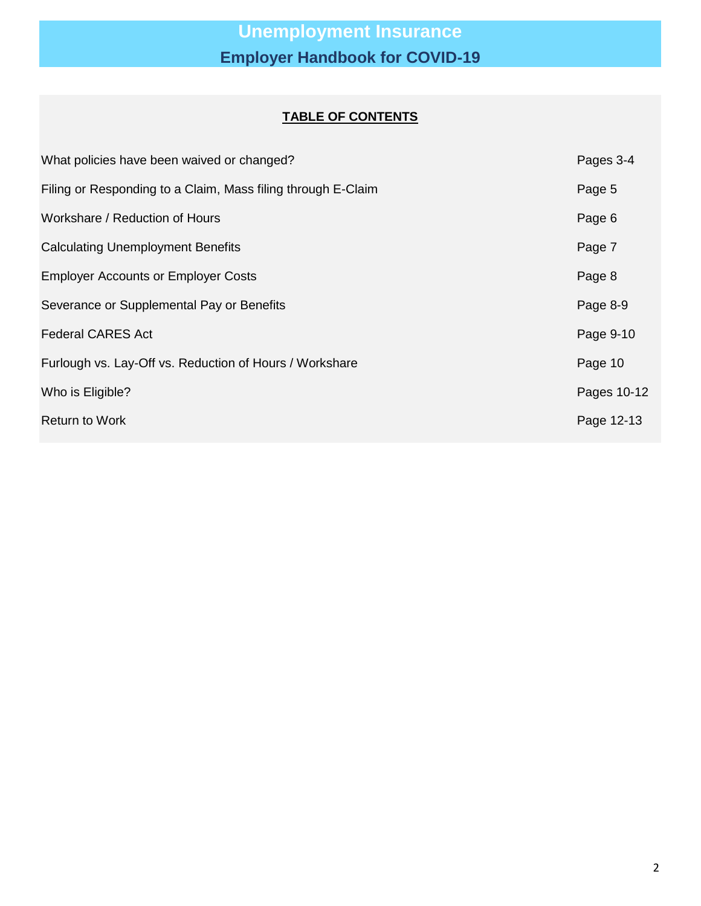# Unemployment Insurance

## Employer Handbook for COVID-19

**TABLE OF CONTENTS**

| | |
|---|---|
| What policies have been waived or changed? | Pages 3-4 |
| Filing or Responding to a Claim, Mass filing through E-Claim | Page 5 |
| Workshare / Reduction of Hours | Page 6 |
| Calculating Unemployment Benefits | Page 7 |
| Employer Accounts or Employer Costs | Page 8 |
| Severance or Supplemental Pay or Benefits | Page 8-9 |
| Federal CARES Act | Page 9-10 |
| Furlough vs. Lay-Off vs. Reduction of Hours / Workshare | Page 10 |
| Who is Eligible? | Pages 10-12 |
| Return to Work | Page 12-13 |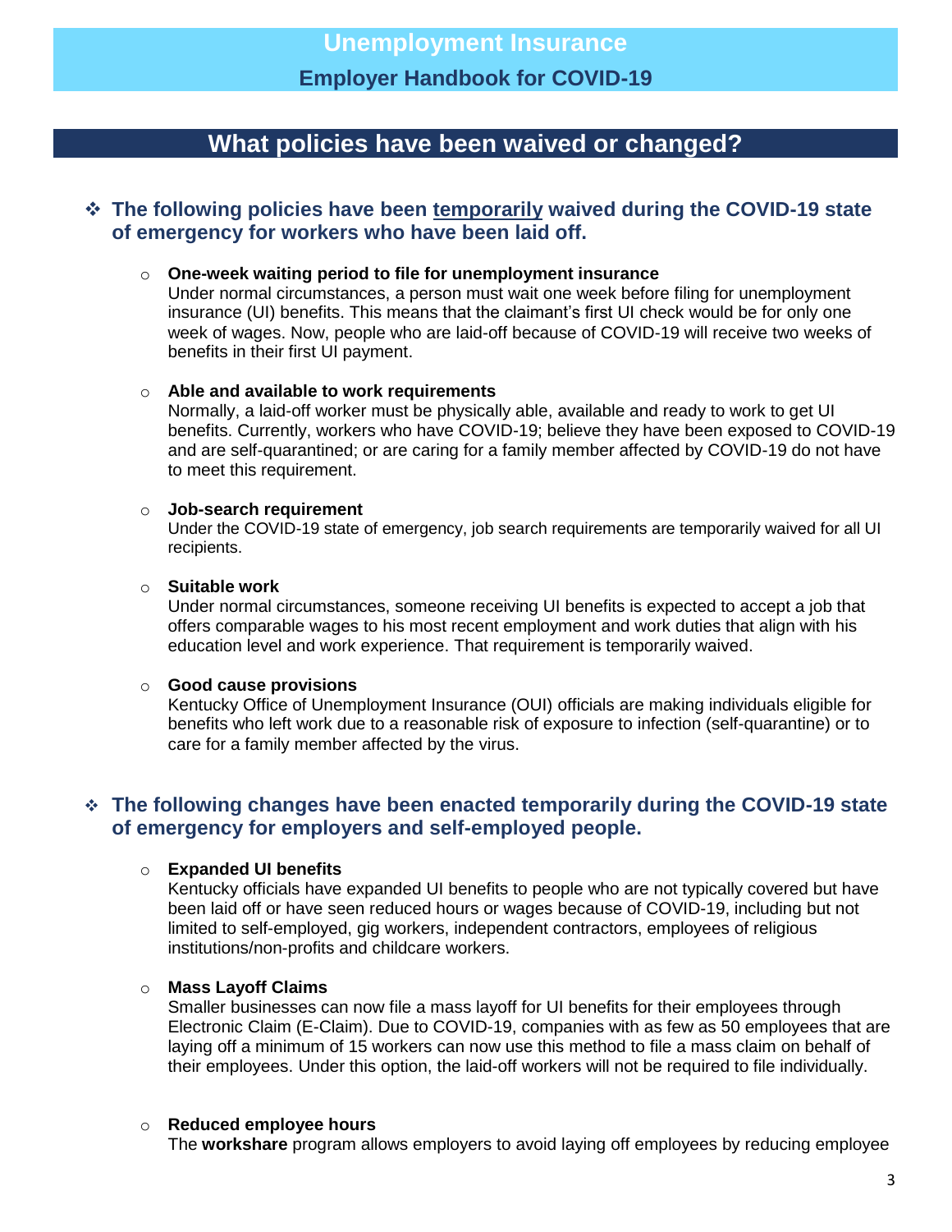# What policies have been waived or changed?

## The following policies have been <u>temporarily</u> waived during the COVID-19 state of emergency for workers who have been laid off.

- **One-week waiting period to file for unemployment insurance**
  Under normal circumstances, a person must wait one week before filing for unemployment insurance (UI) benefits. This means that the claimant's first UI check would be for only one week of wages. Now, people who are laid-off because of COVID-19 will receive two weeks of benefits in their first UI payment.

- **Able and available to work requirements**
  Normally, a laid-off worker must be physically able, available and ready to work to get UI benefits. Currently, workers who have COVID-19; believe they have been exposed to COVID-19 and are self-quarantined; or are caring for a family member affected by COVID-19 do not have to meet this requirement.

- **Job-search requirement**
  Under the COVID-19 state of emergency, job search requirements are temporarily waived for all UI recipients.

- **Suitable work**
  Under normal circumstances, someone receiving UI benefits is expected to accept a job that offers comparable wages to his most recent employment and work duties that align with his education level and work experience. That requirement is temporarily waived.

- **Good cause provisions**
  Kentucky Office of Unemployment Insurance (OUI) officials are making individuals eligible for benefits who left work due to a reasonable risk of exposure to infection (self-quarantine) or to care for a family member affected by the virus.

## The following changes have been enacted temporarily during the COVID-19 state of emergency for employers and self-employed people.

- **Expanded UI benefits**
  Kentucky officials have expanded UI benefits to people who are not typically covered but have been laid off or have seen reduced hours or wages because of COVID-19, including but not limited to self-employed, gig workers, independent contractors, employees of religious institutions/non-profits and childcare workers.

- **Mass Layoff Claims**
  Smaller businesses can now file a mass layoff for UI benefits for their employees through Electronic Claim (E-Claim). Due to COVID-19, companies with as few as 50 employees that are laying off a minimum of 15 workers can now use this method to file a mass claim on behalf of their employees. Under this option, the laid-off workers will not be required to file individually.

- **Reduced employee hours**
  The **workshare** program allows employers to avoid laying off employees by reducing employee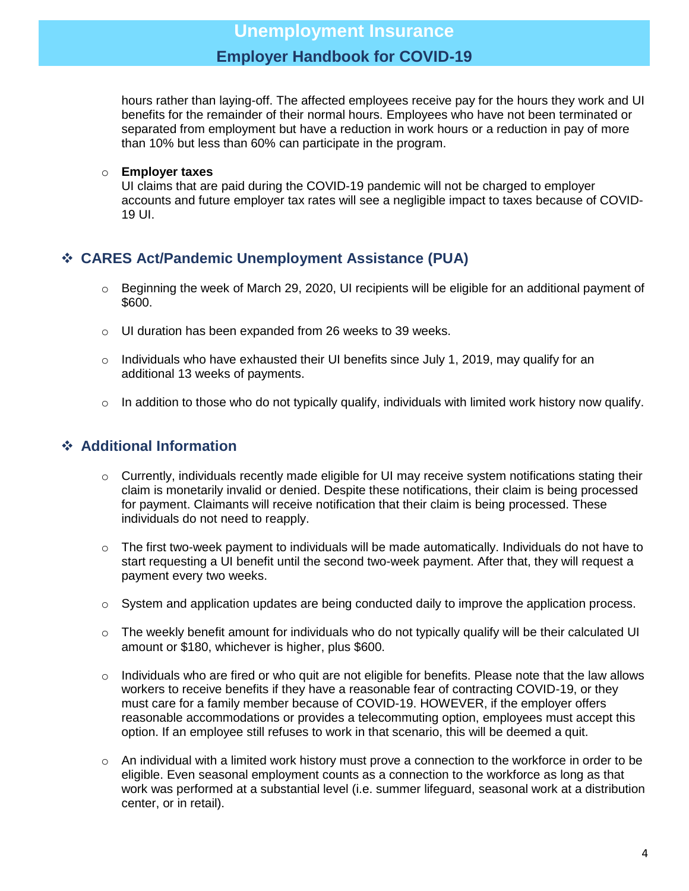hours rather than laying-off. The affected employees receive pay for the hours they work and UI benefits for the remainder of their normal hours. Employees who have not been terminated or separated from employment but have a reduction in work hours or a reduction in pay of more than 10% but less than 60% can participate in the program.

- **Employer taxes**
  UI claims that are paid during the COVID-19 pandemic will not be charged to employer accounts and future employer tax rates will see a negligible impact to taxes because of COVID-19 UI.

## CARES Act/Pandemic Unemployment Assistance (PUA)

- Beginning the week of March 29, 2020, UI recipients will be eligible for an additional payment of $600.
- UI duration has been expanded from 26 weeks to 39 weeks.
- Individuals who have exhausted their UI benefits since July 1, 2019, may qualify for an additional 13 weeks of payments.
- In addition to those who do not typically qualify, individuals with limited work history now qualify.

## Additional Information

- Currently, individuals recently made eligible for UI may receive system notifications stating their claim is monetarily invalid or denied. Despite these notifications, their claim is being processed for payment. Claimants will receive notification that their claim is being processed. These individuals do not need to reapply.
- The first two-week payment to individuals will be made automatically. Individuals do not have to start requesting a UI benefit until the second two-week payment. After that, they will request a payment every two weeks.
- System and application updates are being conducted daily to improve the application process.
- The weekly benefit amount for individuals who do not typically qualify will be their calculated UI amount or $180, whichever is higher, plus $600.
- Individuals who are fired or who quit are not eligible for benefits. Please note that the law allows workers to receive benefits if they have a reasonable fear of contracting COVID-19, or they must care for a family member because of COVID-19. HOWEVER, if the employer offers reasonable accommodations or provides a telecommuting option, employees must accept this option. If an employee still refuses to work in that scenario, this will be deemed a quit.
- An individual with a limited work history must prove a connection to the workforce in order to be eligible. Even seasonal employment counts as a connection to the workforce as long as that work was performed at a substantial level (i.e. summer lifeguard, seasonal work at a distribution center, or in retail).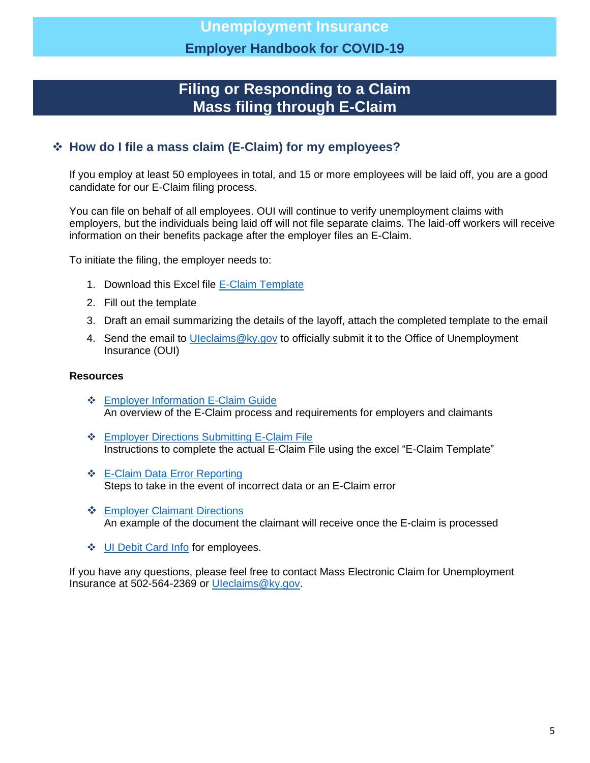# Unemployment Insurance

## Employer Handbook for COVID-19

## Filing or Responding to a Claim
## Mass filing through E-Claim

### ❖ How do I file a mass claim (E-Claim) for my employees?

If you employ at least 50 employees in total, and 15 or more employees will be laid off, you are a good candidate for our E-Claim filing process.

You can file on behalf of all employees. OUI will continue to verify unemployment claims with employers, but the individuals being laid off will not file separate claims. The laid-off workers will receive information on their benefits package after the employer files an E-Claim.

To initiate the filing, the employer needs to:

1. Download this Excel file E-Claim Template
2. Fill out the template
3. Draft an email summarizing the details of the layoff, attach the completed template to the email
4. Send the email to UIeclaims@ky.gov to officially submit it to the Office of Unemployment Insurance (OUI)

**Resources**

- ❖ Employer Information E-Claim Guide
  An overview of the E-Claim process and requirements for employers and claimants
- ❖ Employer Directions Submitting E-Claim File
  Instructions to complete the actual E-Claim File using the excel "E-Claim Template"
- ❖ E-Claim Data Error Reporting
  Steps to take in the event of incorrect data or an E-Claim error
- ❖ Employer Claimant Directions
  An example of the document the claimant will receive once the E-claim is processed
- ❖ UI Debit Card Info for employees.

If you have any questions, please feel free to contact Mass Electronic Claim for Unemployment Insurance at 502-564-2369 or UIeclaims@ky.gov.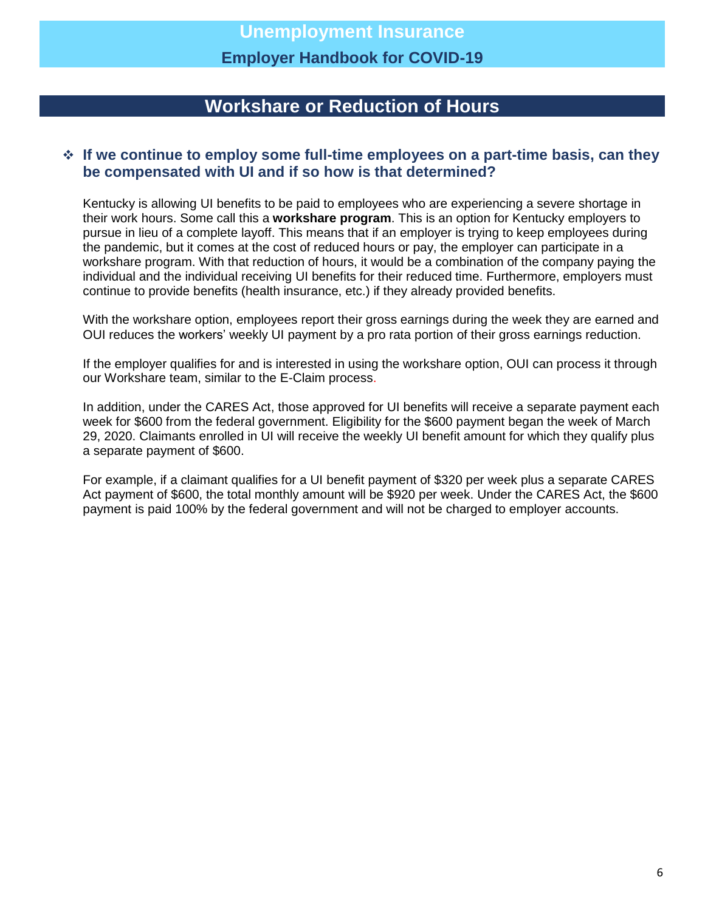## Workshare or Reduction of Hours

### ❖ If we continue to employ some full-time employees on a part-time basis, can they be compensated with UI and if so how is that determined?

Kentucky is allowing UI benefits to be paid to employees who are experiencing a severe shortage in their work hours. Some call this a **workshare program**. This is an option for Kentucky employers to pursue in lieu of a complete layoff. This means that if an employer is trying to keep employees during the pandemic, but it comes at the cost of reduced hours or pay, the employer can participate in a workshare program. With that reduction of hours, it would be a combination of the company paying the individual and the individual receiving UI benefits for their reduced time. Furthermore, employers must continue to provide benefits (health insurance, etc.) if they already provided benefits.

With the workshare option, employees report their gross earnings during the week they are earned and OUI reduces the workers' weekly UI payment by a pro rata portion of their gross earnings reduction.

If the employer qualifies for and is interested in using the workshare option, OUI can process it through our Workshare team, similar to the E-Claim process.

In addition, under the CARES Act, those approved for UI benefits will receive a separate payment each week for $600 from the federal government. Eligibility for the $600 payment began the week of March 29, 2020. Claimants enrolled in UI will receive the weekly UI benefit amount for which they qualify plus a separate payment of $600.

For example, if a claimant qualifies for a UI benefit payment of $320 per week plus a separate CARES Act payment of $600, the total monthly amount will be $920 per week. Under the CARES Act, the $600 payment is paid 100% by the federal government and will not be charged to employer accounts.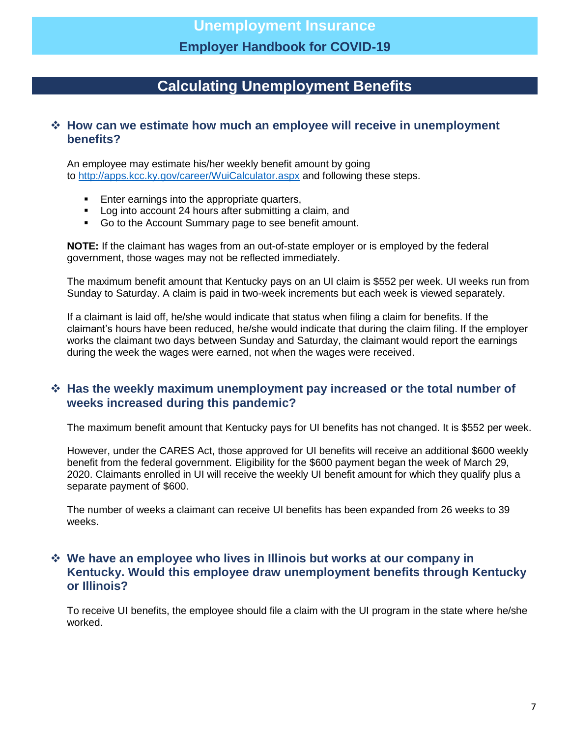## Calculating Unemployment Benefits

### ❖ How can we estimate how much an employee will receive in unemployment benefits?

An employee may estimate his/her weekly benefit amount by going to http://apps.kcc.ky.gov/career/WuiCalculator.aspx and following these steps.

- Enter earnings into the appropriate quarters,
- Log into account 24 hours after submitting a claim, and
- Go to the Account Summary page to see benefit amount.

**NOTE:** If the claimant has wages from an out-of-state employer or is employed by the federal government, those wages may not be reflected immediately.

The maximum benefit amount that Kentucky pays on an UI claim is $552 per week. UI weeks run from Sunday to Saturday. A claim is paid in two-week increments but each week is viewed separately.

If a claimant is laid off, he/she would indicate that status when filing a claim for benefits. If the claimant's hours have been reduced, he/she would indicate that during the claim filing. If the employer works the claimant two days between Sunday and Saturday, the claimant would report the earnings during the week the wages were earned, not when the wages were received.

### ❖ Has the weekly maximum unemployment pay increased or the total number of weeks increased during this pandemic?

The maximum benefit amount that Kentucky pays for UI benefits has not changed. It is $552 per week.

However, under the CARES Act, those approved for UI benefits will receive an additional $600 weekly benefit from the federal government. Eligibility for the $600 payment began the week of March 29, 2020. Claimants enrolled in UI will receive the weekly UI benefit amount for which they qualify plus a separate payment of $600.

The number of weeks a claimant can receive UI benefits has been expanded from 26 weeks to 39 weeks.

### ❖ We have an employee who lives in Illinois but works at our company in Kentucky. Would this employee draw unemployment benefits through Kentucky or Illinois?

To receive UI benefits, the employee should file a claim with the UI program in the state where he/she worked.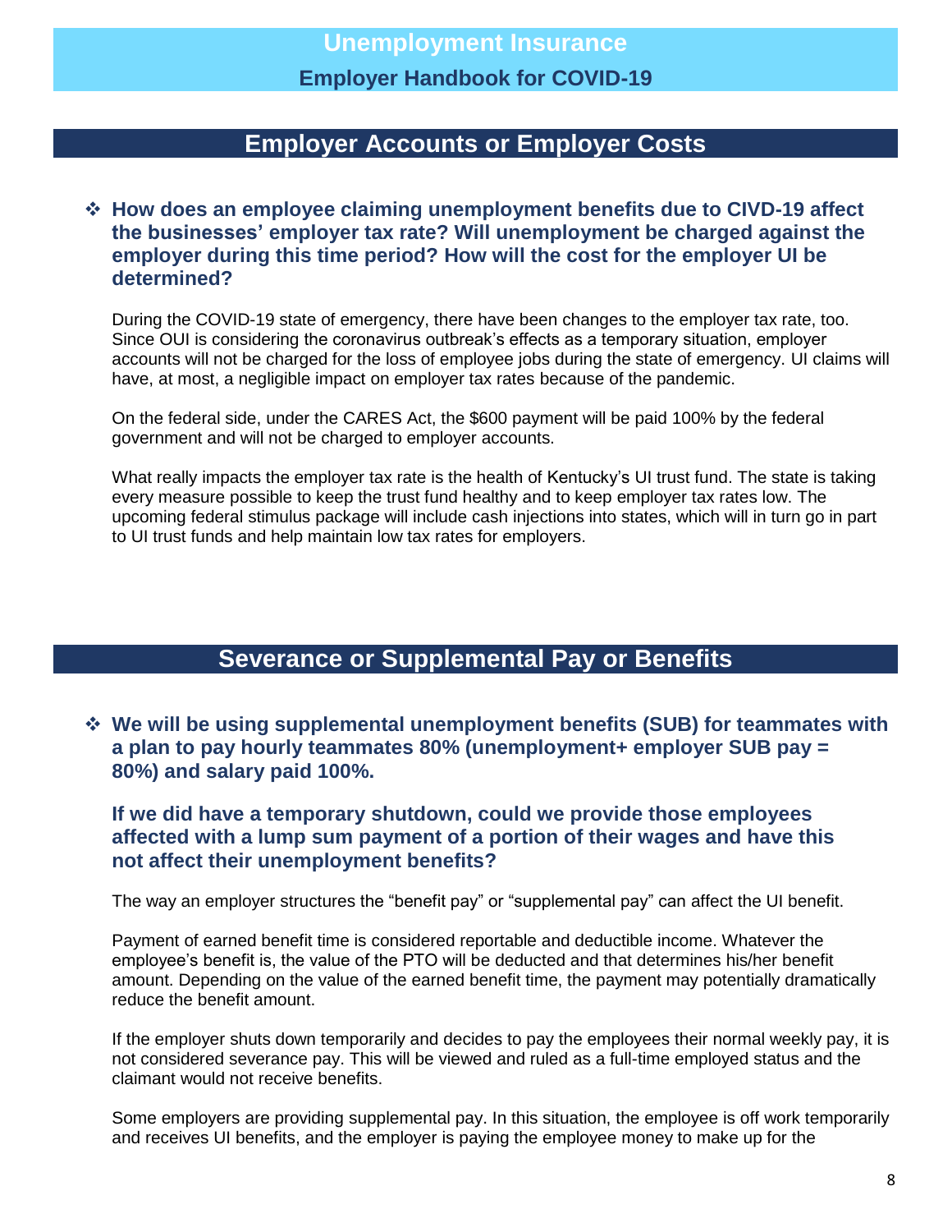## Employer Accounts or Employer Costs

❖ **How does an employee claiming unemployment benefits due to CIVD-19 affect the businesses' employer tax rate? Will unemployment be charged against the employer during this time period? How will the cost for the employer UI be determined?**

During the COVID-19 state of emergency, there have been changes to the employer tax rate, too. Since OUI is considering the coronavirus outbreak's effects as a temporary situation, employer accounts will not be charged for the loss of employee jobs during the state of emergency. UI claims will have, at most, a negligible impact on employer tax rates because of the pandemic.

On the federal side, under the CARES Act, the $600 payment will be paid 100% by the federal government and will not be charged to employer accounts.

What really impacts the employer tax rate is the health of Kentucky's UI trust fund. The state is taking every measure possible to keep the trust fund healthy and to keep employer tax rates low. The upcoming federal stimulus package will include cash injections into states, which will in turn go in part to UI trust funds and help maintain low tax rates for employers.

## Severance or Supplemental Pay or Benefits

❖ **We will be using supplemental unemployment benefits (SUB) for teammates with a plan to pay hourly teammates 80% (unemployment+ employer SUB pay = 80%) and salary paid 100%.**

**If we did have a temporary shutdown, could we provide those employees affected with a lump sum payment of a portion of their wages and have this not affect their unemployment benefits?**

The way an employer structures the "benefit pay" or "supplemental pay" can affect the UI benefit.

Payment of earned benefit time is considered reportable and deductible income. Whatever the employee's benefit is, the value of the PTO will be deducted and that determines his/her benefit amount. Depending on the value of the earned benefit time, the payment may potentially dramatically reduce the benefit amount.

If the employer shuts down temporarily and decides to pay the employees their normal weekly pay, it is not considered severance pay. This will be viewed and ruled as a full-time employed status and the claimant would not receive benefits.

Some employers are providing supplemental pay. In this situation, the employee is off work temporarily and receives UI benefits, and the employer is paying the employee money to make up for the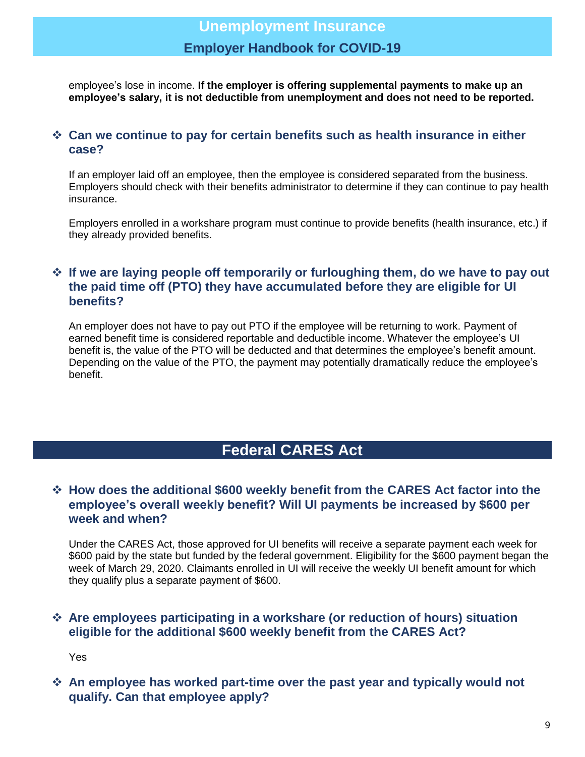employee's lose in income. **If the employer is offering supplemental payments to make up an employee's salary, it is not deductible from unemployment and does not need to be reported.**

### ❖ Can we continue to pay for certain benefits such as health insurance in either case?

If an employer laid off an employee, then the employee is considered separated from the business. Employers should check with their benefits administrator to determine if they can continue to pay health insurance.

Employers enrolled in a workshare program must continue to provide benefits (health insurance, etc.) if they already provided benefits.

### ❖ If we are laying people off temporarily or furloughing them, do we have to pay out the paid time off (PTO) they have accumulated before they are eligible for UI benefits?

An employer does not have to pay out PTO if the employee will be returning to work. Payment of earned benefit time is considered reportable and deductible income. Whatever the employee's UI benefit is, the value of the PTO will be deducted and that determines the employee's benefit amount. Depending on the value of the PTO, the payment may potentially dramatically reduce the employee's benefit.

## Federal CARES Act

### ❖ How does the additional $600 weekly benefit from the CARES Act factor into the employee's overall weekly benefit? Will UI payments be increased by $600 per week and when?

Under the CARES Act, those approved for UI benefits will receive a separate payment each week for $600 paid by the state but funded by the federal government. Eligibility for the $600 payment began the week of March 29, 2020. Claimants enrolled in UI will receive the weekly UI benefit amount for which they qualify plus a separate payment of $600.

### ❖ Are employees participating in a workshare (or reduction of hours) situation eligible for the additional $600 weekly benefit from the CARES Act?

Yes

### ❖ An employee has worked part-time over the past year and typically would not qualify. Can that employee apply?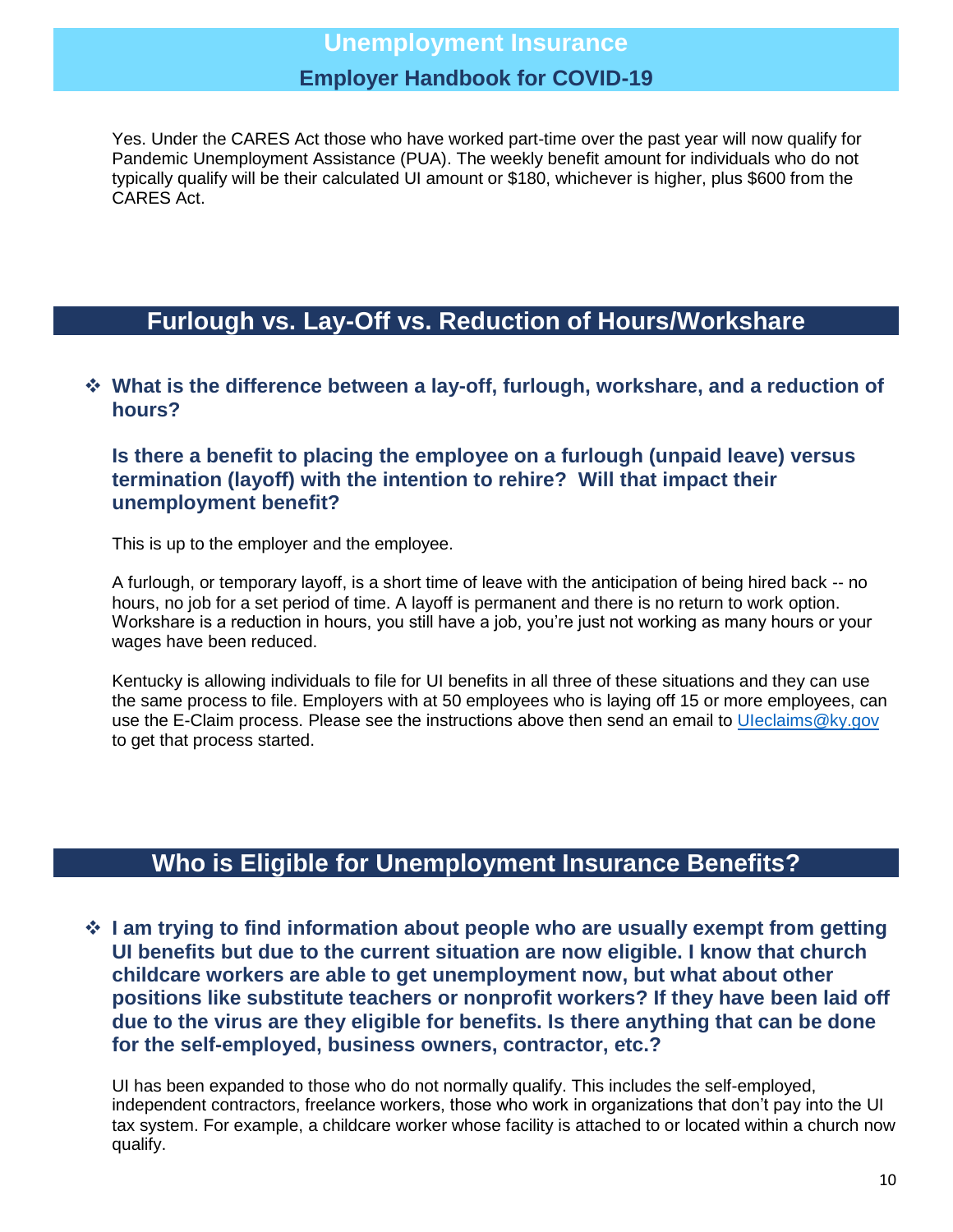Yes. Under the CARES Act those who have worked part-time over the past year will now qualify for Pandemic Unemployment Assistance (PUA). The weekly benefit amount for individuals who do not typically qualify will be their calculated UI amount or $180, whichever is higher, plus $600 from the CARES Act.

## Furlough vs. Lay-Off vs. Reduction of Hours/Workshare

- **What is the difference between a lay-off, furlough, workshare, and a reduction of hours?**

  **Is there a benefit to placing the employee on a furlough (unpaid leave) versus termination (layoff) with the intention to rehire? Will that impact their unemployment benefit?**

  This is up to the employer and the employee.

  A furlough, or temporary layoff, is a short time of leave with the anticipation of being hired back -- no hours, no job for a set period of time. A layoff is permanent and there is no return to work option. Workshare is a reduction in hours, you still have a job, you're just not working as many hours or your wages have been reduced.

  Kentucky is allowing individuals to file for UI benefits in all three of these situations and they can use the same process to file. Employers with at 50 employees who is laying off 15 or more employees, can use the E-Claim process. Please see the instructions above then send an email to [UIeclaims@ky.gov](mailto:UIeclaims@ky.gov) to get that process started.

## Who is Eligible for Unemployment Insurance Benefits?

- **I am trying to find information about people who are usually exempt from getting UI benefits but due to the current situation are now eligible. I know that church childcare workers are able to get unemployment now, but what about other positions like substitute teachers or nonprofit workers? If they have been laid off due to the virus are they eligible for benefits. Is there anything that can be done for the self-employed, business owners, contractor, etc.?**

  UI has been expanded to those who do not normally qualify. This includes the self-employed, independent contractors, freelance workers, those who work in organizations that don't pay into the UI tax system. For example, a childcare worker whose facility is attached to or located within a church now qualify.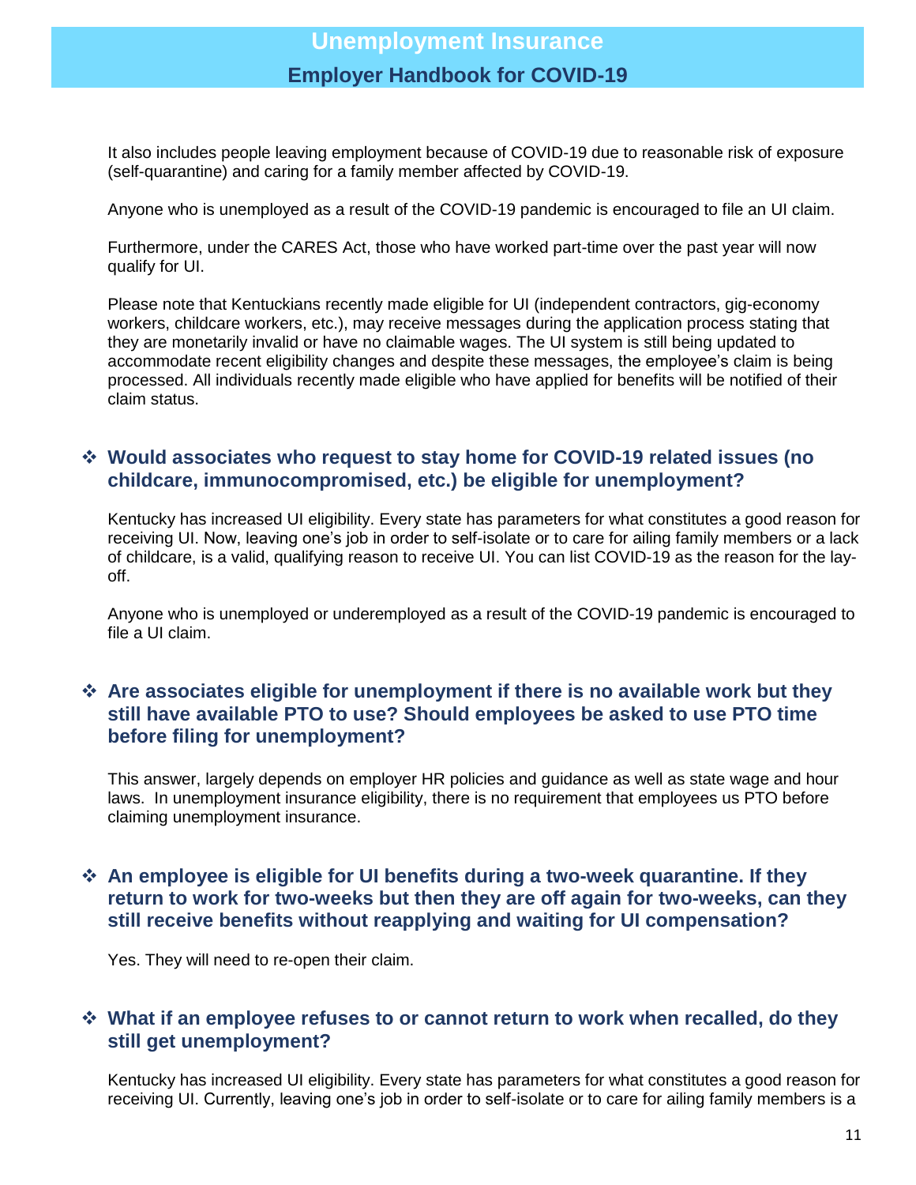It also includes people leaving employment because of COVID-19 due to reasonable risk of exposure (self-quarantine) and caring for a family member affected by COVID-19.

Anyone who is unemployed as a result of the COVID-19 pandemic is encouraged to file an UI claim.

Furthermore, under the CARES Act, those who have worked part-time over the past year will now qualify for UI.

Please note that Kentuckians recently made eligible for UI (independent contractors, gig-economy workers, childcare workers, etc.), may receive messages during the application process stating that they are monetarily invalid or have no claimable wages. The UI system is still being updated to accommodate recent eligibility changes and despite these messages, the employee's claim is being processed. All individuals recently made eligible who have applied for benefits will be notified of their claim status.

### ❖ Would associates who request to stay home for COVID-19 related issues (no childcare, immunocompromised, etc.) be eligible for unemployment?

Kentucky has increased UI eligibility. Every state has parameters for what constitutes a good reason for receiving UI. Now, leaving one's job in order to self-isolate or to care for ailing family members or a lack of childcare, is a valid, qualifying reason to receive UI. You can list COVID-19 as the reason for the lay-off.

Anyone who is unemployed or underemployed as a result of the COVID-19 pandemic is encouraged to file a UI claim.

### ❖ Are associates eligible for unemployment if there is no available work but they still have available PTO to use? Should employees be asked to use PTO time before filing for unemployment?

This answer, largely depends on employer HR policies and guidance as well as state wage and hour laws. In unemployment insurance eligibility, there is no requirement that employees us PTO before claiming unemployment insurance.

### ❖ An employee is eligible for UI benefits during a two-week quarantine. If they return to work for two-weeks but then they are off again for two-weeks, can they still receive benefits without reapplying and waiting for UI compensation?

Yes. They will need to re-open their claim.

### ❖ What if an employee refuses to or cannot return to work when recalled, do they still get unemployment?

Kentucky has increased UI eligibility. Every state has parameters for what constitutes a good reason for receiving UI. Currently, leaving one's job in order to self-isolate or to care for ailing family members is a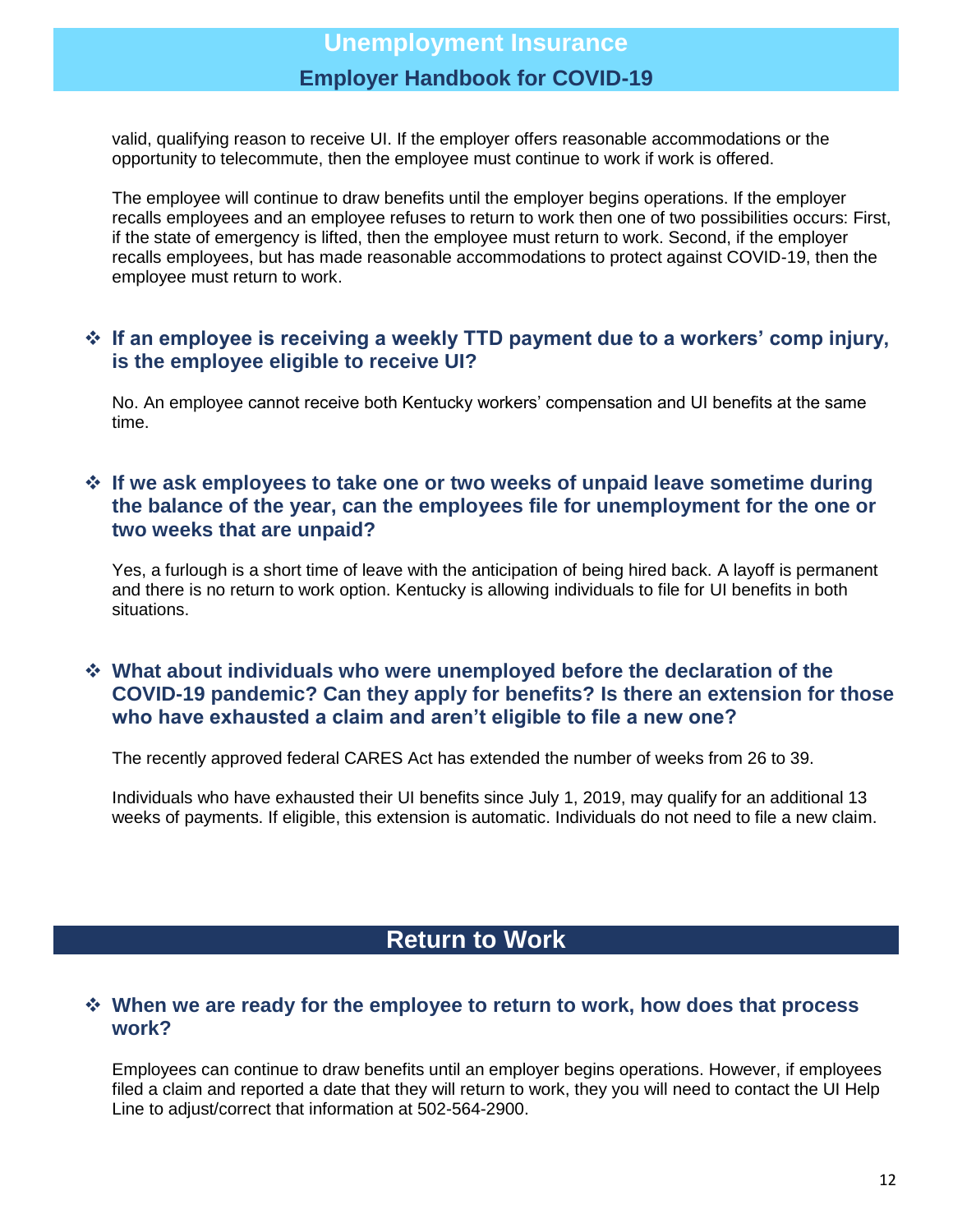valid, qualifying reason to receive UI. If the employer offers reasonable accommodations or the opportunity to telecommute, then the employee must continue to work if work is offered.

The employee will continue to draw benefits until the employer begins operations. If the employer recalls employees and an employee refuses to return to work then one of two possibilities occurs: First, if the state of emergency is lifted, then the employee must return to work. Second, if the employer recalls employees, but has made reasonable accommodations to protect against COVID-19, then the employee must return to work.

### ❖ If an employee is receiving a weekly TTD payment due to a workers' comp injury, is the employee eligible to receive UI?

No. An employee cannot receive both Kentucky workers' compensation and UI benefits at the same time.

### ❖ If we ask employees to take one or two weeks of unpaid leave sometime during the balance of the year, can the employees file for unemployment for the one or two weeks that are unpaid?

Yes, a furlough is a short time of leave with the anticipation of being hired back. A layoff is permanent and there is no return to work option. Kentucky is allowing individuals to file for UI benefits in both situations.

### ❖ What about individuals who were unemployed before the declaration of the COVID-19 pandemic? Can they apply for benefits? Is there an extension for those who have exhausted a claim and aren't eligible to file a new one?

The recently approved federal CARES Act has extended the number of weeks from 26 to 39.

Individuals who have exhausted their UI benefits since July 1, 2019, may qualify for an additional 13 weeks of payments. If eligible, this extension is automatic. Individuals do not need to file a new claim.

## Return to Work

### ❖ When we are ready for the employee to return to work, how does that process work?

Employees can continue to draw benefits until an employer begins operations. However, if employees filed a claim and reported a date that they will return to work, they you will need to contact the UI Help Line to adjust/correct that information at 502-564-2900.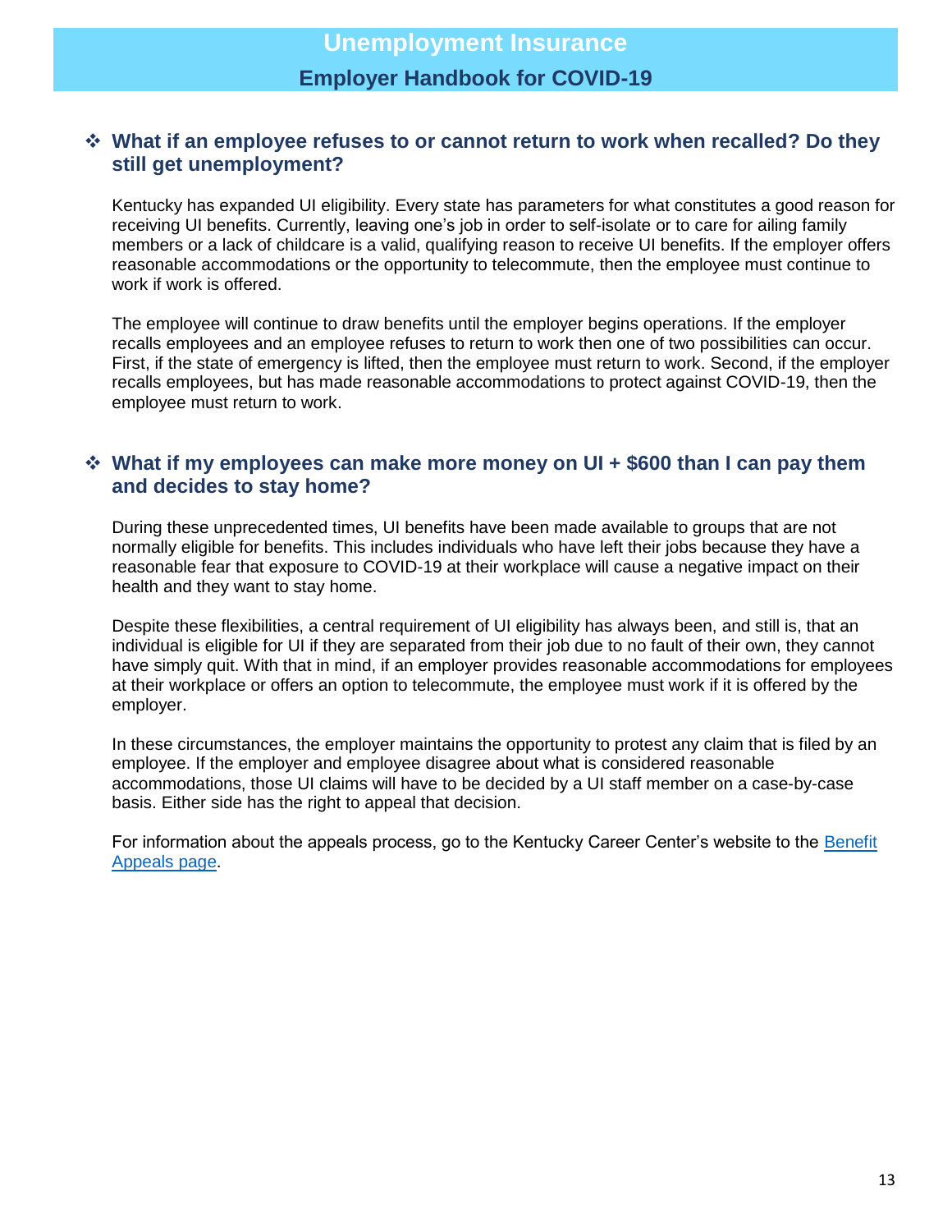## What if an employee refuses to or cannot return to work when recalled? Do they still get unemployment?

Kentucky has expanded UI eligibility. Every state has parameters for what constitutes a good reason for receiving UI benefits. Currently, leaving one's job in order to self-isolate or to care for ailing family members or a lack of childcare is a valid, qualifying reason to receive UI benefits. If the employer offers reasonable accommodations or the opportunity to telecommute, then the employee must continue to work if work is offered.

The employee will continue to draw benefits until the employer begins operations. If the employer recalls employees and an employee refuses to return to work then one of two possibilities can occur. First, if the state of emergency is lifted, then the employee must return to work. Second, if the employer recalls employees, but has made reasonable accommodations to protect against COVID-19, then the employee must return to work.

## What if my employees can make more money on UI + $600 than I can pay them and decides to stay home?

During these unprecedented times, UI benefits have been made available to groups that are not normally eligible for benefits. This includes individuals who have left their jobs because they have a reasonable fear that exposure to COVID-19 at their workplace will cause a negative impact on their health and they want to stay home.

Despite these flexibilities, a central requirement of UI eligibility has always been, and still is, that an individual is eligible for UI if they are separated from their job due to no fault of their own, they cannot have simply quit. With that in mind, if an employer provides reasonable accommodations for employees at their workplace or offers an option to telecommute, the employee must work if it is offered by the employer.

In these circumstances, the employer maintains the opportunity to protest any claim that is filed by an employee. If the employer and employee disagree about what is considered reasonable accommodations, those UI claims will have to be decided by a UI staff member on a case-by-case basis. Either side has the right to appeal that decision.

For information about the appeals process, go to the Kentucky Career Center's website to the Benefit Appeals page.